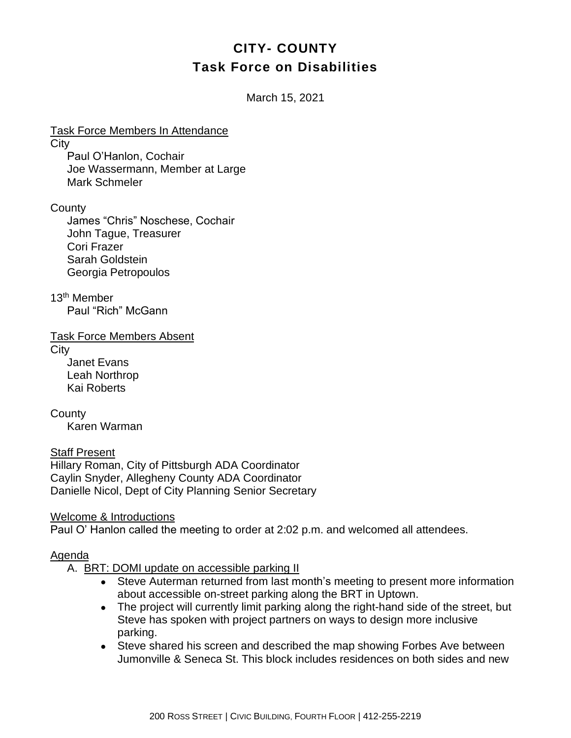# CITY- COUNTY
## Task Force on Disabilities

March 15, 2021

Task Force Members In Attendance

City

- Paul O'Hanlon, Cochair
- Joe Wassermann, Member at Large
- Mark Schmeler

County

- James "Chris" Noschese, Cochair
- John Tague, Treasurer
- Cori Frazer
- Sarah Goldstein
- Georgia Petropoulos

13th Member

- Paul "Rich" McGann

Task Force Members Absent

City

- Janet Evans
- Leah Northrop
- Kai Roberts

County

- Karen Warman

Staff Present

Hillary Roman, City of Pittsburgh ADA Coordinator
Caylin Snyder, Allegheny County ADA Coordinator
Danielle Nicol, Dept of City Planning Senior Secretary

Welcome & Introductions

Paul O' Hanlon called the meeting to order at 2:02 p.m. and welcomed all attendees.

Agenda

A. BRT: DOMI update on accessible parking II
   - Steve Auterman returned from last month's meeting to present more information about accessible on-street parking along the BRT in Uptown.
   - The project will currently limit parking along the right-hand side of the street, but Steve has spoken with project partners on ways to design more inclusive parking.
   - Steve shared his screen and described the map showing Forbes Ave between Jumonville & Seneca St. This block includes residences on both sides and new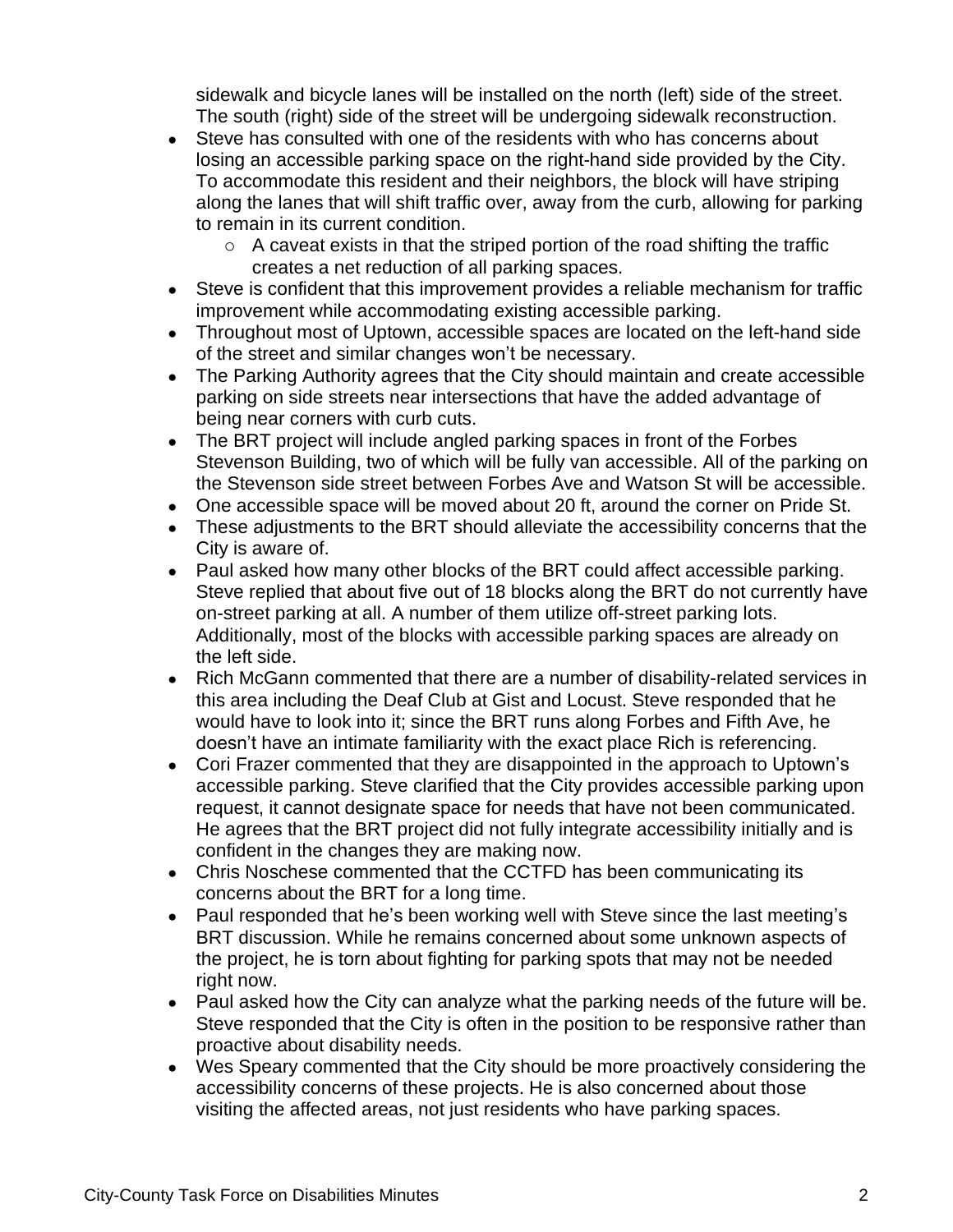sidewalk and bicycle lanes will be installed on the north (left) side of the street. The south (right) side of the street will be undergoing sidewalk reconstruction.

- Steve has consulted with one of the residents with who has concerns about losing an accessible parking space on the right-hand side provided by the City. To accommodate this resident and their neighbors, the block will have striping along the lanes that will shift traffic over, away from the curb, allowing for parking to remain in its current condition.
    - A caveat exists in that the striped portion of the road shifting the traffic creates a net reduction of all parking spaces.
- Steve is confident that this improvement provides a reliable mechanism for traffic improvement while accommodating existing accessible parking.
- Throughout most of Uptown, accessible spaces are located on the left-hand side of the street and similar changes won't be necessary.
- The Parking Authority agrees that the City should maintain and create accessible parking on side streets near intersections that have the added advantage of being near corners with curb cuts.
- The BRT project will include angled parking spaces in front of the Forbes Stevenson Building, two of which will be fully van accessible. All of the parking on the Stevenson side street between Forbes Ave and Watson St will be accessible.
- One accessible space will be moved about 20 ft, around the corner on Pride St.
- These adjustments to the BRT should alleviate the accessibility concerns that the City is aware of.
- Paul asked how many other blocks of the BRT could affect accessible parking. Steve replied that about five out of 18 blocks along the BRT do not currently have on-street parking at all. A number of them utilize off-street parking lots. Additionally, most of the blocks with accessible parking spaces are already on the left side.
- Rich McGann commented that there are a number of disability-related services in this area including the Deaf Club at Gist and Locust. Steve responded that he would have to look into it; since the BRT runs along Forbes and Fifth Ave, he doesn't have an intimate familiarity with the exact place Rich is referencing.
- Cori Frazer commented that they are disappointed in the approach to Uptown's accessible parking. Steve clarified that the City provides accessible parking upon request, it cannot designate space for needs that have not been communicated. He agrees that the BRT project did not fully integrate accessibility initially and is confident in the changes they are making now.
- Chris Noschese commented that the CCTFD has been communicating its concerns about the BRT for a long time.
- Paul responded that he's been working well with Steve since the last meeting's BRT discussion. While he remains concerned about some unknown aspects of the project, he is torn about fighting for parking spots that may not be needed right now.
- Paul asked how the City can analyze what the parking needs of the future will be. Steve responded that the City is often in the position to be responsive rather than proactive about disability needs.
- Wes Speary commented that the City should be more proactively considering the accessibility concerns of these projects. He is also concerned about those visiting the affected areas, not just residents who have parking spaces.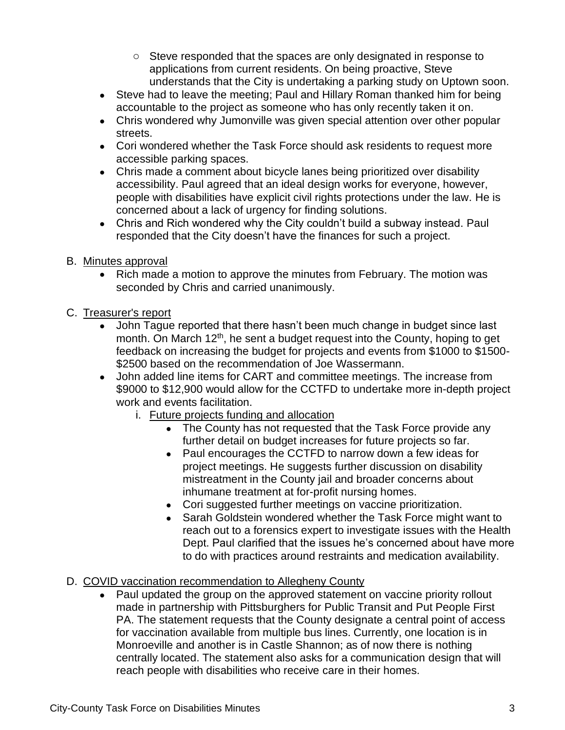- Steve responded that the spaces are only designated in response to applications from current residents. On being proactive, Steve understands that the City is undertaking a parking study on Uptown soon.
- Steve had to leave the meeting; Paul and Hillary Roman thanked him for being accountable to the project as someone who has only recently taken it on.
- Chris wondered why Jumonville was given special attention over other popular streets.
- Cori wondered whether the Task Force should ask residents to request more accessible parking spaces.
- Chris made a comment about bicycle lanes being prioritized over disability accessibility. Paul agreed that an ideal design works for everyone, however, people with disabilities have explicit civil rights protections under the law. He is concerned about a lack of urgency for finding solutions.
- Chris and Rich wondered why the City couldn't build a subway instead. Paul responded that the City doesn't have the finances for such a project.

B. Minutes approval

- Rich made a motion to approve the minutes from February. The motion was seconded by Chris and carried unanimously.

C. Treasurer's report

- John Tague reported that there hasn't been much change in budget since last month. On March 12th, he sent a budget request into the County, hoping to get feedback on increasing the budget for projects and events from $1000 to $1500-$2500 based on the recommendation of Joe Wassermann.
- John added line items for CART and committee meetings. The increase from $9000 to $12,900 would allow for the CCTFD to undertake more in-depth project work and events facilitation.

   i. Future projects funding and allocation

   - The County has not requested that the Task Force provide any further detail on budget increases for future projects so far.
   - Paul encourages the CCTFD to narrow down a few ideas for project meetings. He suggests further discussion on disability mistreatment in the County jail and broader concerns about inhumane treatment at for-profit nursing homes.
   - Cori suggested further meetings on vaccine prioritization.
   - Sarah Goldstein wondered whether the Task Force might want to reach out to a forensics expert to investigate issues with the Health Dept. Paul clarified that the issues he's concerned about have more to do with practices around restraints and medication availability.

D. COVID vaccination recommendation to Allegheny County

- Paul updated the group on the approved statement on vaccine priority rollout made in partnership with Pittsburghers for Public Transit and Put People First PA. The statement requests that the County designate a central point of access for vaccination available from multiple bus lines. Currently, one location is in Monroeville and another is in Castle Shannon; as of now there is nothing centrally located. The statement also asks for a communication design that will reach people with disabilities who receive care in their homes.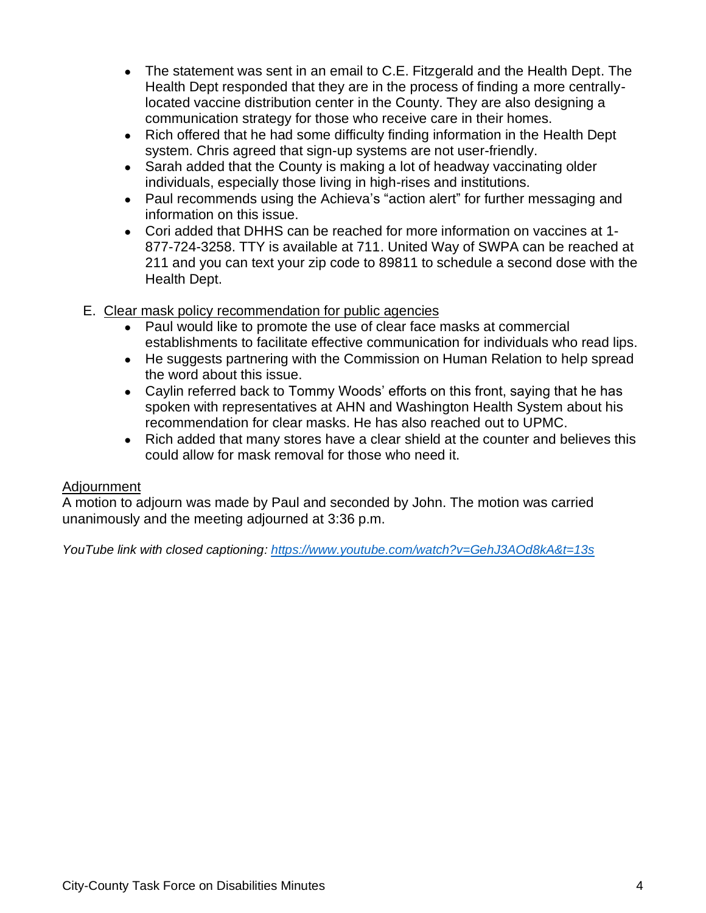- The statement was sent in an email to C.E. Fitzgerald and the Health Dept. The Health Dept responded that they are in the process of finding a more centrally-located vaccine distribution center in the County. They are also designing a communication strategy for those who receive care in their homes.
- Rich offered that he had some difficulty finding information in the Health Dept system. Chris agreed that sign-up systems are not user-friendly.
- Sarah added that the County is making a lot of headway vaccinating older individuals, especially those living in high-rises and institutions.
- Paul recommends using the Achieva's "action alert" for further messaging and information on this issue.
- Cori added that DHHS can be reached for more information on vaccines at 1-877-724-3258. TTY is available at 711. United Way of SWPA can be reached at 211 and you can text your zip code to 89811 to schedule a second dose with the Health Dept.

E. Clear mask policy recommendation for public agencies
- Paul would like to promote the use of clear face masks at commercial establishments to facilitate effective communication for individuals who read lips.
- He suggests partnering with the Commission on Human Relation to help spread the word about this issue.
- Caylin referred back to Tommy Woods' efforts on this front, saying that he has spoken with representatives at AHN and Washington Health System about his recommendation for clear masks. He has also reached out to UPMC.
- Rich added that many stores have a clear shield at the counter and believes this could allow for mask removal for those who need it.

Adjournment

A motion to adjourn was made by Paul and seconded by John. The motion was carried unanimously and the meeting adjourned at 3:36 p.m.

*YouTube link with closed captioning: https://www.youtube.com/watch?v=GehJ3AOd8kA&t=13s*